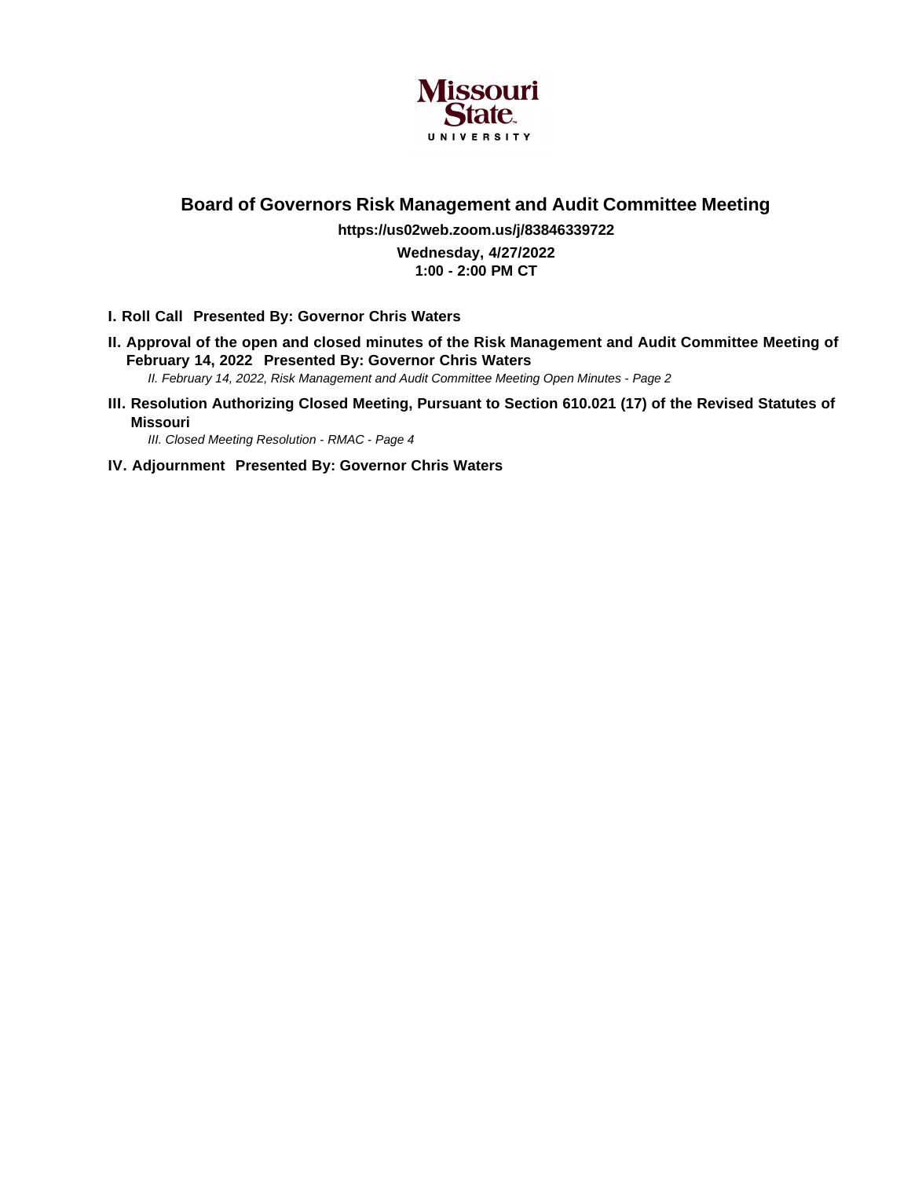Missouri State University

# Board of Governors Risk Management and Audit Committee Meeting

**https://us02web.zoom.us/j/83846339722**

**Wednesday, 4/27/2022**
**1:00 - 2:00 PM CT**

**I. Roll Call Presented By: Governor Chris Waters**

**II. Approval of the open and closed minutes of the Risk Management and Audit Committee Meeting of February 14, 2022 Presented By: Governor Chris Waters**

*II. February 14, 2022, Risk Management and Audit Committee Meeting Open Minutes - Page 2*

**III. Resolution Authorizing Closed Meeting, Pursuant to Section 610.021 (17) of the Revised Statutes of Missouri**

*III. Closed Meeting Resolution - RMAC - Page 4*

**IV. Adjournment Presented By: Governor Chris Waters**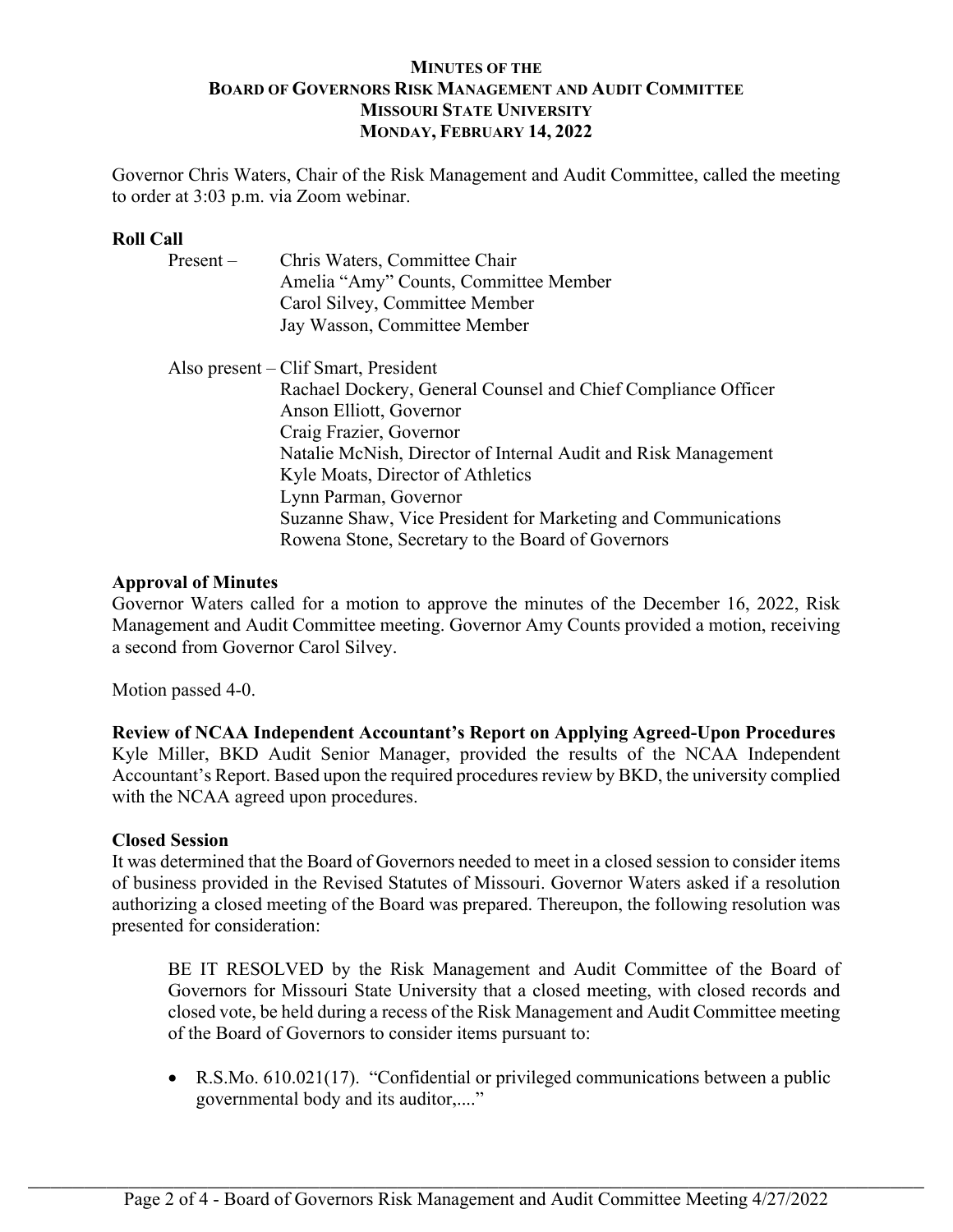**MINUTES OF THE**
**BOARD OF GOVERNORS RISK MANAGEMENT AND AUDIT COMMITTEE**
**MISSOURI STATE UNIVERSITY**
**MONDAY, FEBRUARY 14, 2022**

Governor Chris Waters, Chair of the Risk Management and Audit Committee, called the meeting to order at 3:03 p.m. via Zoom webinar.

**Roll Call**

Present – Chris Waters, Committee Chair
Amelia "Amy" Counts, Committee Member
Carol Silvey, Committee Member
Jay Wasson, Committee Member

Also present – Clif Smart, President
Rachael Dockery, General Counsel and Chief Compliance Officer
Anson Elliott, Governor
Craig Frazier, Governor
Natalie McNish, Director of Internal Audit and Risk Management
Kyle Moats, Director of Athletics
Lynn Parman, Governor
Suzanne Shaw, Vice President for Marketing and Communications
Rowena Stone, Secretary to the Board of Governors

**Approval of Minutes**

Governor Waters called for a motion to approve the minutes of the December 16, 2022, Risk Management and Audit Committee meeting. Governor Amy Counts provided a motion, receiving a second from Governor Carol Silvey.

Motion passed 4-0.

**Review of NCAA Independent Accountant's Report on Applying Agreed-Upon Procedures**

Kyle Miller, BKD Audit Senior Manager, provided the results of the NCAA Independent Accountant's Report. Based upon the required procedures review by BKD, the university complied with the NCAA agreed upon procedures.

**Closed Session**

It was determined that the Board of Governors needed to meet in a closed session to consider items of business provided in the Revised Statutes of Missouri. Governor Waters asked if a resolution authorizing a closed meeting of the Board was prepared. Thereupon, the following resolution was presented for consideration:

> BE IT RESOLVED by the Risk Management and Audit Committee of the Board of Governors for Missouri State University that a closed meeting, with closed records and closed vote, be held during a recess of the Risk Management and Audit Committee meeting of the Board of Governors to consider items pursuant to:
>
> - R.S.Mo. 610.021(17). "Confidential or privileged communications between a public governmental body and its auditor,...."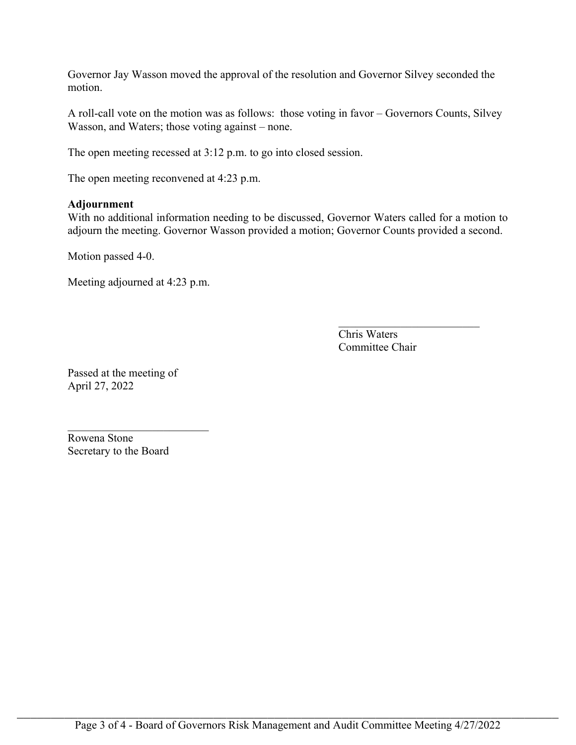Governor Jay Wasson moved the approval of the resolution and Governor Silvey seconded the motion.

A roll-call vote on the motion was as follows: those voting in favor – Governors Counts, Silvey Wasson, and Waters; those voting against – none.

The open meeting recessed at 3:12 p.m. to go into closed session.

The open meeting reconvened at 4:23 p.m.

**Adjournment**

With no additional information needing to be discussed, Governor Waters called for a motion to adjourn the meeting. Governor Wasson provided a motion; Governor Counts provided a second.

Motion passed 4-0.

Meeting adjourned at 4:23 p.m.

_________________________
Chris Waters
Committee Chair

Passed at the meeting of
April 27, 2022

_________________________
Rowena Stone
Secretary to the Board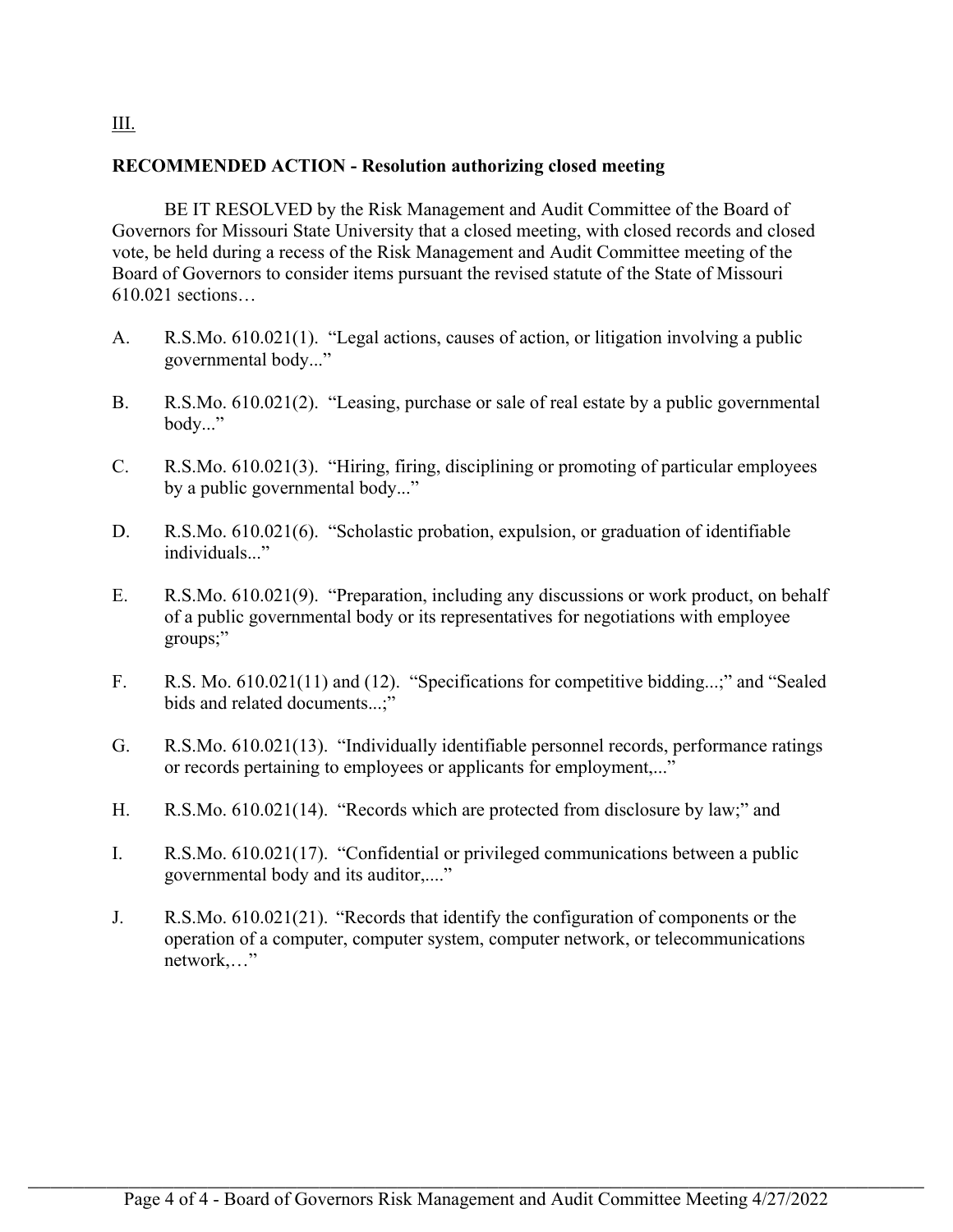III.

**RECOMMENDED ACTION - Resolution authorizing closed meeting**

BE IT RESOLVED by the Risk Management and Audit Committee of the Board of Governors for Missouri State University that a closed meeting, with closed records and closed vote, be held during a recess of the Risk Management and Audit Committee meeting of the Board of Governors to consider items pursuant the revised statute of the State of Missouri 610.021 sections…

A. R.S.Mo. 610.021(1). "Legal actions, causes of action, or litigation involving a public governmental body..."

B. R.S.Mo. 610.021(2). "Leasing, purchase or sale of real estate by a public governmental body..."

C. R.S.Mo. 610.021(3). "Hiring, firing, disciplining or promoting of particular employees by a public governmental body..."

D. R.S.Mo. 610.021(6). "Scholastic probation, expulsion, or graduation of identifiable individuals..."

E. R.S.Mo. 610.021(9). "Preparation, including any discussions or work product, on behalf of a public governmental body or its representatives for negotiations with employee groups;"

F. R.S. Mo. 610.021(11) and (12). "Specifications for competitive bidding...;" and "Sealed bids and related documents...;"

G. R.S.Mo. 610.021(13). "Individually identifiable personnel records, performance ratings or records pertaining to employees or applicants for employment,..."

H. R.S.Mo. 610.021(14). "Records which are protected from disclosure by law;" and

I. R.S.Mo. 610.021(17). "Confidential or privileged communications between a public governmental body and its auditor,...."

J. R.S.Mo. 610.021(21). "Records that identify the configuration of components or the operation of a computer, computer system, computer network, or telecommunications network,…"